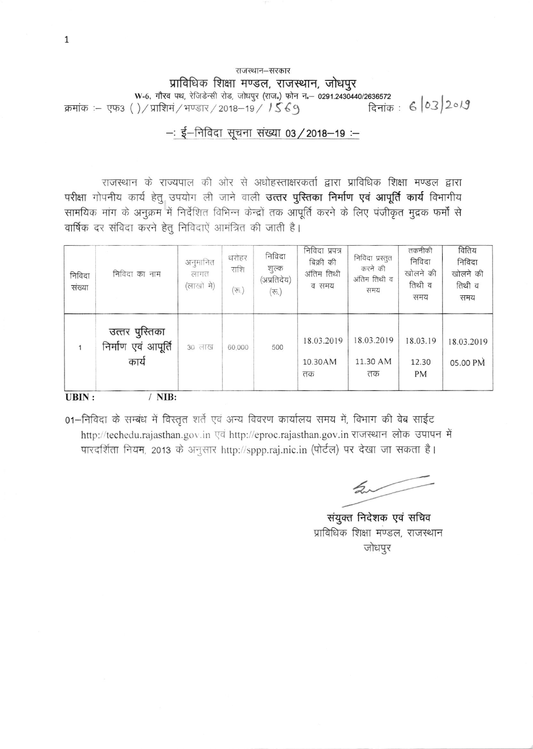राजस्थान–सरकार

# प्राविधिक शिक्षा मण्डल, राजस्थान, जोधपुर

W-6, गौरव पथ, रेजिडेन्सी रोड, जोधपुर (राज.) फोन न.– 0291.2430440/2636572

क्रमांक :– एफ3 ( )/प्राशिमं/भण्डार/2018–19/ 1569 दिनांक : 6/03/2019

## –: ई–निविदा सूचना संख्या 03/2018–19 :–

राजस्थान के राज्यपाल की ओर से अधोहस्ताक्षरकर्ता द्वारा प्राविधिक शिक्षा मण्डल द्वारा परीक्षा गोपनीय कार्य हेतु उपयोग ली जाने वाली **उत्तर पुस्तिका निर्माण एवं आपूर्ति कार्य** विभागीय सामयिक मांग के अनुक्रम में निर्देशित विभिन्न केन्द्रों तक आपूर्ति करने के लिए पंजीकृत मुद्रक फर्मों से वार्षिक दर संविदा करने हेतु निविदाऐं आमंत्रित की जाती है।

| निविदा संख्या | निविदा का नाम | अनुमानित लागत (लाखो मे) | धरोहर राशि (रू.) | निविदा शुल्क (अप्रतिदेय) (रू.) | निविदा प्रपत्र बिक्री की अंतिम तिथी व समय | निविदा प्रस्तुत करने की अंतिम तिथी व समय | तकनीकी निविदा खोलने की तिथी व समय | वितिय निविदा खोलने की तिथी व समय |
|---|---|---|---|---|---|---|---|---|
| 1 | उत्तर पुस्तिका निर्माण एवं आपूर्ति कार्य | 30 लाख | 60,000 | 500 | 18.03.2019 10.30AM तक | 18.03.2019 11.30 AM तक | 18.03.19 12.30 PM | 18.03.2019 05.00 PM |

**UBIN :** / **NIB:**

01–निविदा के सम्बंध में विस्तृत शर्ते एवं अन्य विवरण कार्यालय समय में, विभाग की वेब साईट http://techedu.rajasthan.gov.in एवं http://eproc.rajasthan.gov.in राजस्थान लोक उपापन में पारदर्शिता नियम, 2013 के अनुसार http://sppp.raj.nic.in (पोर्टल) पर देखा जा सकता है।

**संयुक्त निदेशक एवं सचिव**
प्राविधिक शिक्षा मण्डल, राजस्थान
जोधपुर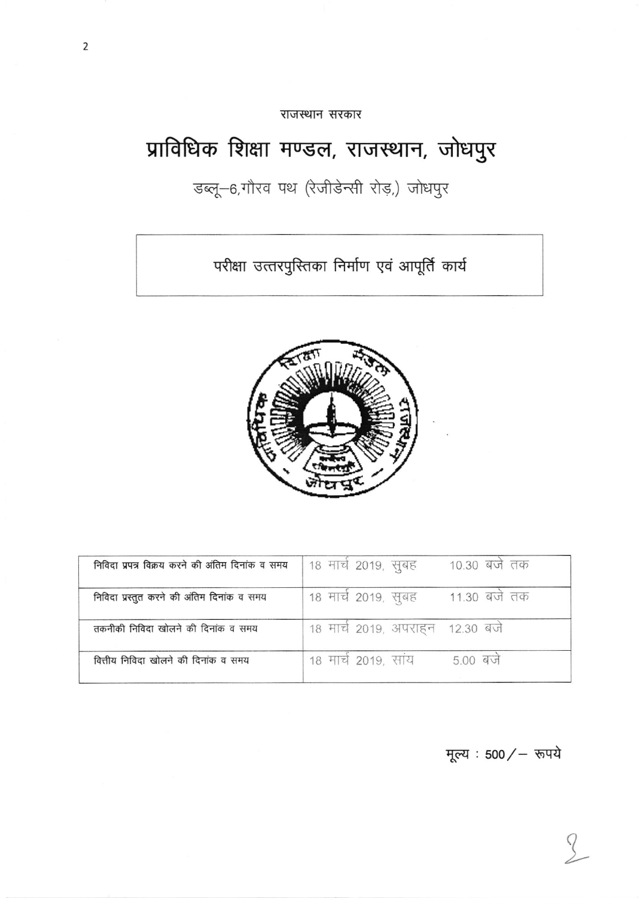राजस्थान सरकार

# प्राविधिक शिक्षा मण्डल, राजस्थान, जोधपुर

डब्लू–6,गौरव पथ (रेजीडेन्सी रोड,) जोधपुर

## परीक्षा उत्तरपुस्तिका निर्माण एवं आपूर्ति कार्य

| निविदा प्रपत्र विक्रय करने की अंतिम दिनांक व समय | 18 मार्च 2019, सुबह 10.30 बजे तक |
|---|---|
| निविदा प्रस्तुत करने की अंतिम दिनांक व समय | 18 मार्च 2019, सुबह 11.30 बजे तक |
| तकनीकी निविदा खोलने की दिनांक व समय | 18 मार्च 2019, अपराह्न 12.30 बजे |
| वित्तीय निविदा खोलने की दिनांक व समय | 18 मार्च 2019, सांय 5.00 बजे |

मूल्य : 500/– रूपये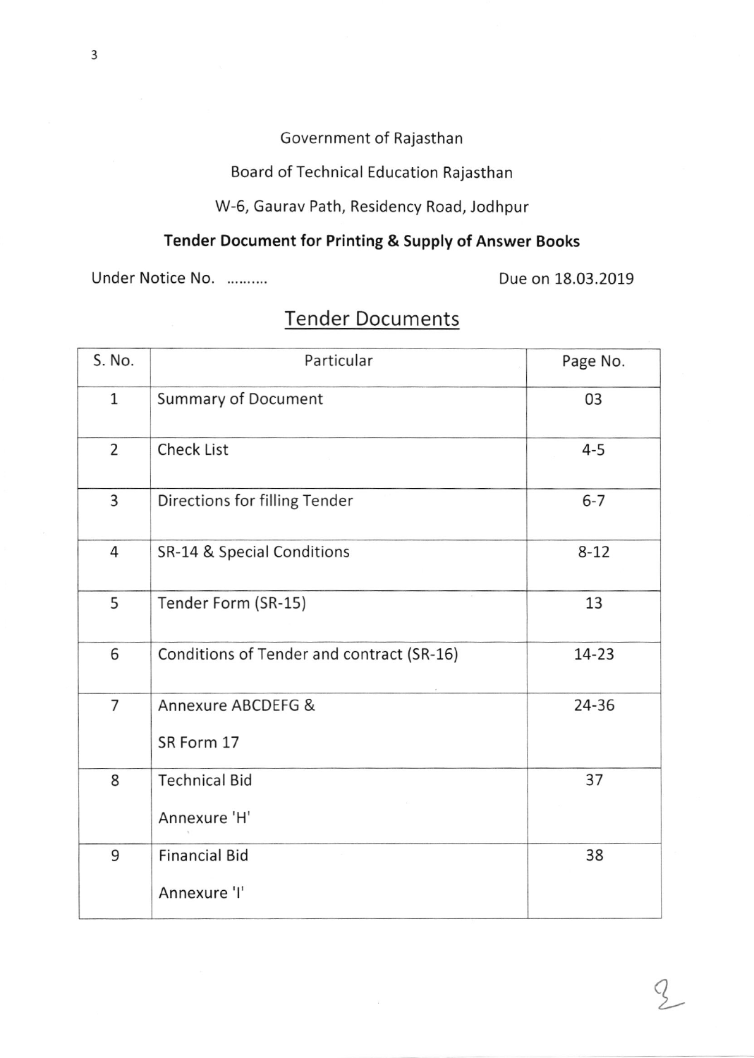Government of Rajasthan

Board of Technical Education Rajasthan

W-6, Gaurav Path, Residency Road, Jodhpur

**Tender Document for Printing & Supply of Answer Books**

Under Notice No. .......... Due on 18.03.2019

## Tender Documents

| S. No. | Particular | Page No. |
|---|---|---|
| 1 | Summary of Document | 03 |
| 2 | Check List | 4-5 |
| 3 | Directions for filling Tender | 6-7 |
| 4 | SR-14 & Special Conditions | 8-12 |
| 5 | Tender Form (SR-15) | 13 |
| 6 | Conditions of Tender and contract (SR-16) | 14-23 |
| 7 | Annexure ABCDEFG & SR Form 17 | 24-36 |
| 8 | Technical Bid Annexure 'H' | 37 |
| 9 | Financial Bid Annexure 'I' | 38 |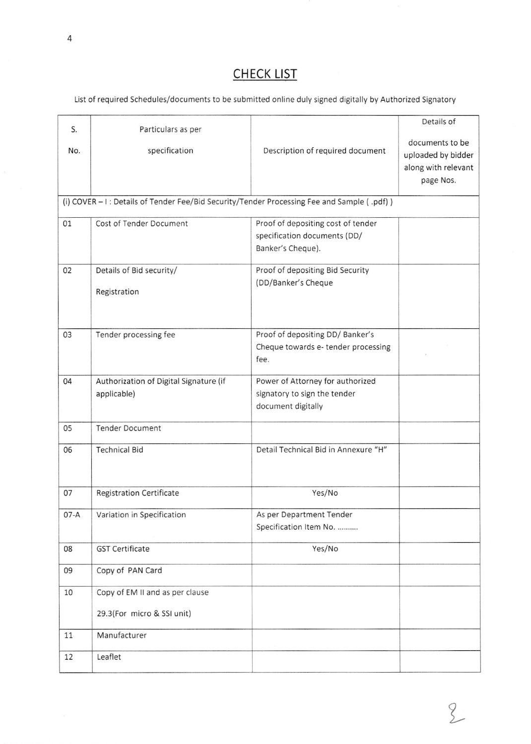## CHECK LIST

List of required Schedules/documents to be submitted online duly signed digitally by Authorized Signatory

| S. No. | Particulars as per specification | Description of required document | Details of documents to be uploaded by bidder along with relevant page Nos. |
|---|---|---|---|
| (i) COVER – I : Details of Tender Fee/Bid Security/Tender Processing Fee and Sample ( .pdf) ) | | | |
| 01 | Cost of Tender Document | Proof of depositing cost of tender specification documents (DD/ Banker's Cheque). | |
| 02 | Details of Bid security/ Registration | Proof of depositing Bid Security (DD/Banker's Cheque | |
| 03 | Tender processing fee | Proof of depositing DD/ Banker's Cheque towards e- tender processing fee. | |
| 04 | Authorization of Digital Signature (if applicable) | Power of Attorney for authorized signatory to sign the tender document digitally | |
| 05 | Tender Document | | |
| 06 | Technical Bid | Detail Technical Bid in Annexure "H" | |
| 07 | Registration Certificate | Yes/No | |
| 07-A | Variation in Specification | As per Department Tender Specification Item No. .......... | |
| 08 | GST Certificate | Yes/No | |
| 09 | Copy of PAN Card | | |
| 10 | Copy of EM II and as per clause 29.3(For micro & SSI unit) | | |
| 11 | Manufacturer | | |
| 12 | Leaflet | | |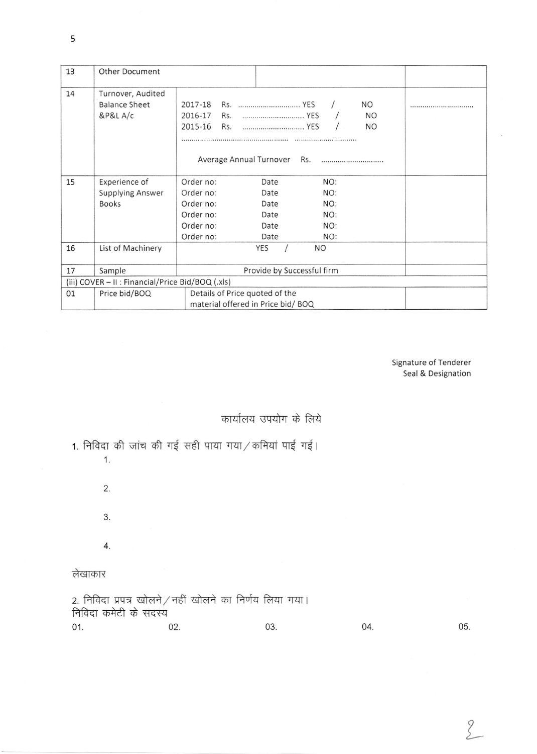| | | | | |
|---|---|---|---|---|
| 13 | Other Document | | | |
| 14 | Turnover, Audited Balance Sheet &P&L A/c | 2017-18 Rs. .............................. YES / NO<br>2016-17 Rs. .............................. YES / NO<br>2015-16 Rs. .............................. YES / NO<br>.................................................. ..............................<br>Average Annual Turnover Rs. .............................. | | .............................. |
| 15 | Experience of Supplying Answer Books | Order no: Date NO:<br>Order no: Date NO:<br>Order no: Date NO:<br>Order no: Date NO:<br>Order no: Date NO:<br>Order no: Date NO: | | |
| 16 | List of Machinery | YES / NO | | |
| 17 | Sample | Provide by Successful firm | | |
| (iii) COVER – II : Financial/Price Bid/BOQ (.xls) | | | | |
| 01 | Price bid/BOQ | Details of Price quoted of the material offered in Price bid/ BOQ | | |

Signature of Tenderer
Seal & Designation

## कार्यालय उपयोग के लिये

1. निविदा की जांच की गई सही पाया गया/कमियां पाई गई।
   1.
   2.
   3.
   4.

लेखाकार

2. निविदा प्रपत्र खोलने/नहीं खोलने का निर्णय लिया गया।

निविदा कमेटी के सदस्य

01. 02. 03. 04. 05.